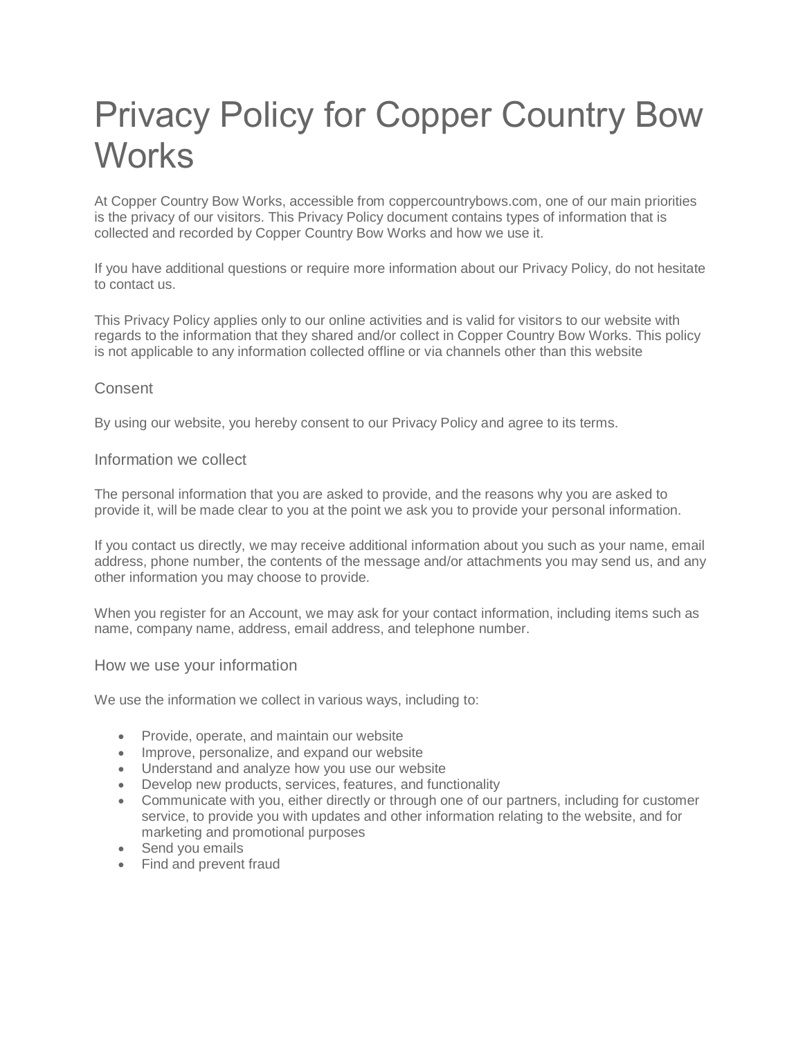# Privacy Policy for Copper Country Bow Works

At Copper Country Bow Works, accessible from coppercountrybows.com, one of our main priorities is the privacy of our visitors. This Privacy Policy document contains types of information that is collected and recorded by Copper Country Bow Works and how we use it.

If you have additional questions or require more information about our Privacy Policy, do not hesitate to contact us.

This Privacy Policy applies only to our online activities and is valid for visitors to our website with regards to the information that they shared and/or collect in Copper Country Bow Works. This policy is not applicable to any information collected offline or via channels other than this website

## Consent

By using our website, you hereby consent to our Privacy Policy and agree to its terms.

## Information we collect

The personal information that you are asked to provide, and the reasons why you are asked to provide it, will be made clear to you at the point we ask you to provide your personal information.

If you contact us directly, we may receive additional information about you such as your name, email address, phone number, the contents of the message and/or attachments you may send us, and any other information you may choose to provide.

When you register for an Account, we may ask for your contact information, including items such as name, company name, address, email address, and telephone number.

## How we use your information

We use the information we collect in various ways, including to:

- Provide, operate, and maintain our website
- Improve, personalize, and expand our website
- Understand and analyze how you use our website
- Develop new products, services, features, and functionality
- Communicate with you, either directly or through one of our partners, including for customer service, to provide you with updates and other information relating to the website, and for marketing and promotional purposes
- Send you emails
- Find and prevent fraud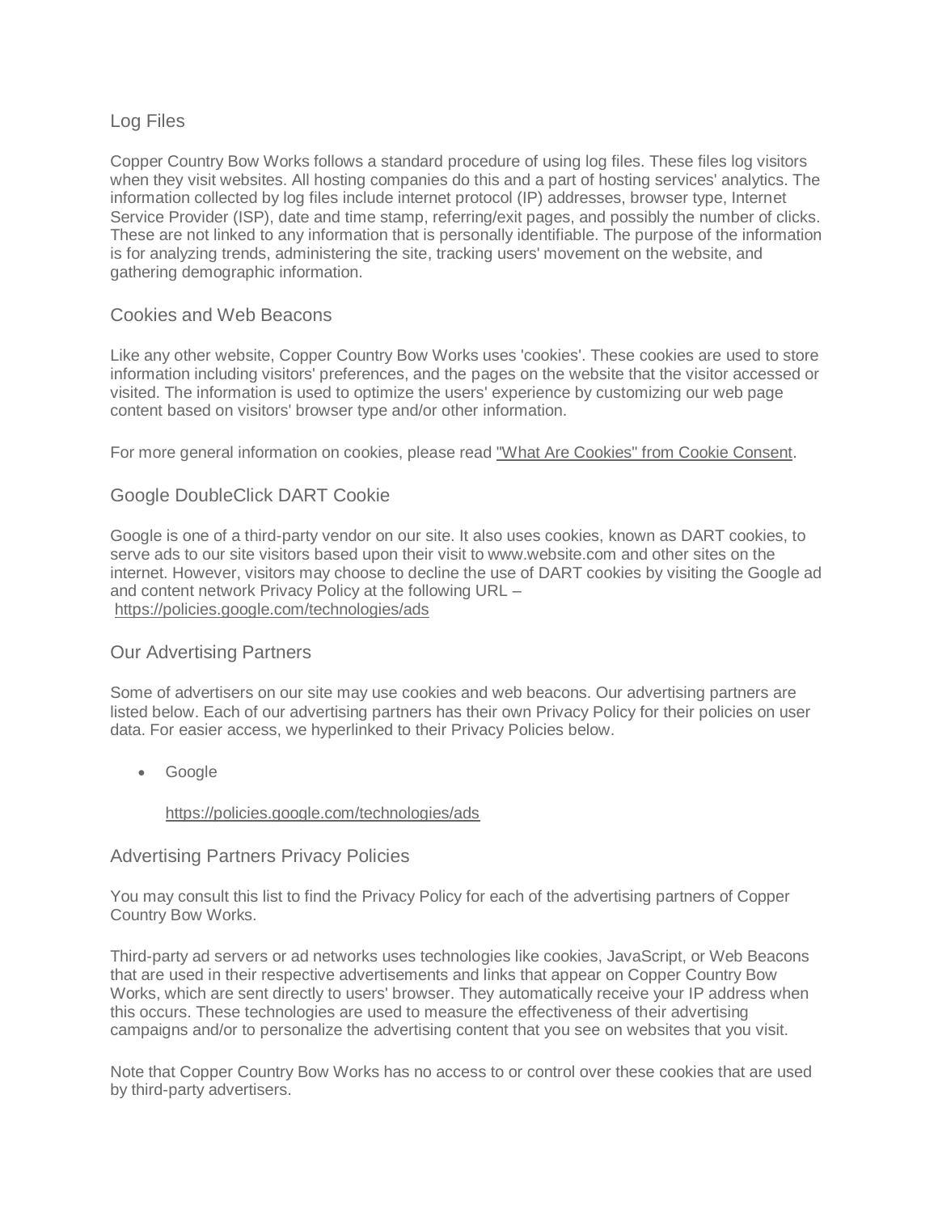## Log Files

Copper Country Bow Works follows a standard procedure of using log files. These files log visitors when they visit websites. All hosting companies do this and a part of hosting services' analytics. The information collected by log files include internet protocol (IP) addresses, browser type, Internet Service Provider (ISP), date and time stamp, referring/exit pages, and possibly the number of clicks. These are not linked to any information that is personally identifiable. The purpose of the information is for analyzing trends, administering the site, tracking users' movement on the website, and gathering demographic information.

## Cookies and Web Beacons

Like any other website, Copper Country Bow Works uses 'cookies'. These cookies are used to store information including visitors' preferences, and the pages on the website that the visitor accessed or visited. The information is used to optimize the users' experience by customizing our web page content based on visitors' browser type and/or other information.

For more general information on cookies, please read "What Are Cookies" from Cookie Consent.

## Google DoubleClick DART Cookie

Google is one of a third-party vendor on our site. It also uses cookies, known as DART cookies, to serve ads to our site visitors based upon their visit to www.website.com and other sites on the internet. However, visitors may choose to decline the use of DART cookies by visiting the Google ad and content network Privacy Policy at the following URL – https://policies.google.com/technologies/ads

## Our Advertising Partners

Some of advertisers on our site may use cookies and web beacons. Our advertising partners are listed below. Each of our advertising partners has their own Privacy Policy for their policies on user data. For easier access, we hyperlinked to their Privacy Policies below.

- Google

  https://policies.google.com/technologies/ads

## Advertising Partners Privacy Policies

You may consult this list to find the Privacy Policy for each of the advertising partners of Copper Country Bow Works.

Third-party ad servers or ad networks uses technologies like cookies, JavaScript, or Web Beacons that are used in their respective advertisements and links that appear on Copper Country Bow Works, which are sent directly to users' browser. They automatically receive your IP address when this occurs. These technologies are used to measure the effectiveness of their advertising campaigns and/or to personalize the advertising content that you see on websites that you visit.

Note that Copper Country Bow Works has no access to or control over these cookies that are used by third-party advertisers.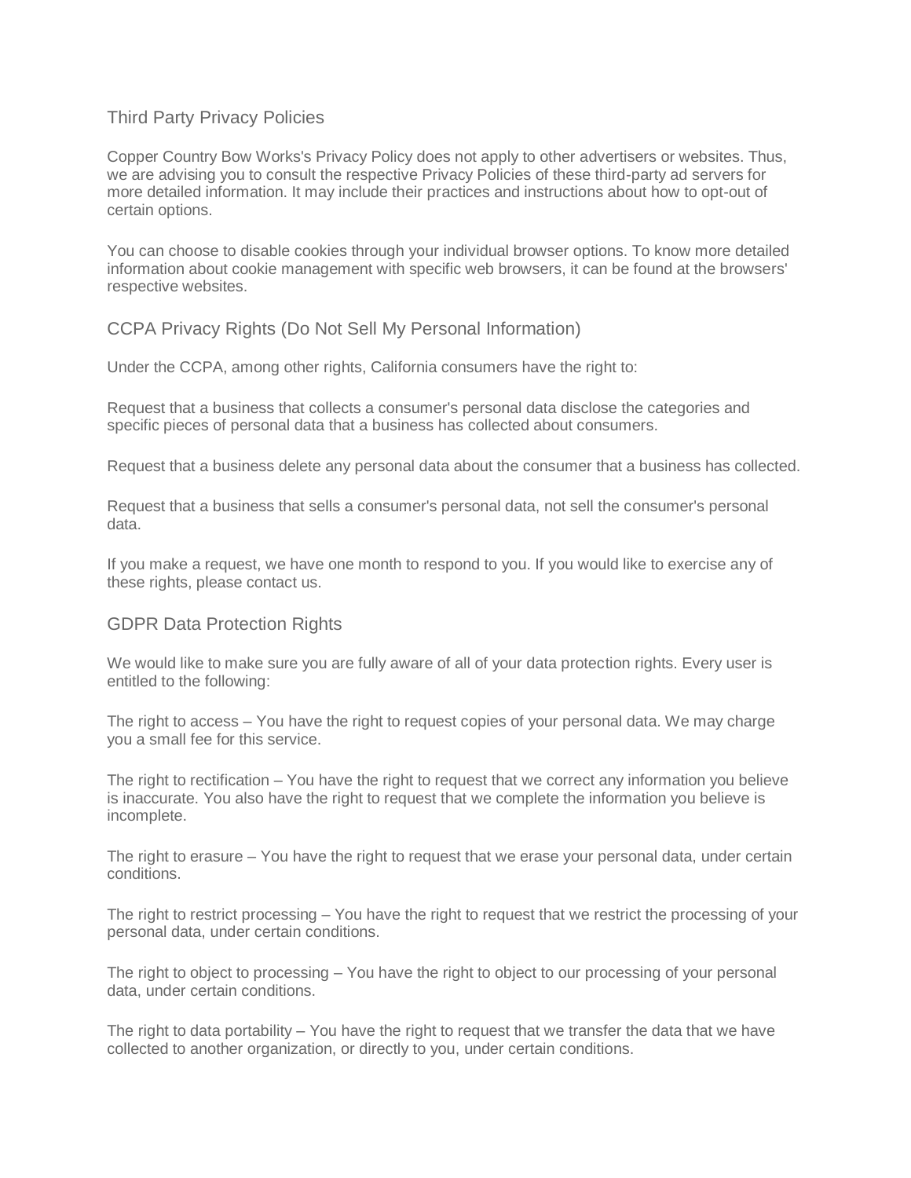## Third Party Privacy Policies

Copper Country Bow Works's Privacy Policy does not apply to other advertisers or websites. Thus, we are advising you to consult the respective Privacy Policies of these third-party ad servers for more detailed information. It may include their practices and instructions about how to opt-out of certain options.

You can choose to disable cookies through your individual browser options. To know more detailed information about cookie management with specific web browsers, it can be found at the browsers' respective websites.

## CCPA Privacy Rights (Do Not Sell My Personal Information)

Under the CCPA, among other rights, California consumers have the right to:

Request that a business that collects a consumer's personal data disclose the categories and specific pieces of personal data that a business has collected about consumers.

Request that a business delete any personal data about the consumer that a business has collected.

Request that a business that sells a consumer's personal data, not sell the consumer's personal data.

If you make a request, we have one month to respond to you. If you would like to exercise any of these rights, please contact us.

## GDPR Data Protection Rights

We would like to make sure you are fully aware of all of your data protection rights. Every user is entitled to the following:

The right to access – You have the right to request copies of your personal data. We may charge you a small fee for this service.

The right to rectification – You have the right to request that we correct any information you believe is inaccurate. You also have the right to request that we complete the information you believe is incomplete.

The right to erasure – You have the right to request that we erase your personal data, under certain conditions.

The right to restrict processing – You have the right to request that we restrict the processing of your personal data, under certain conditions.

The right to object to processing – You have the right to object to our processing of your personal data, under certain conditions.

The right to data portability – You have the right to request that we transfer the data that we have collected to another organization, or directly to you, under certain conditions.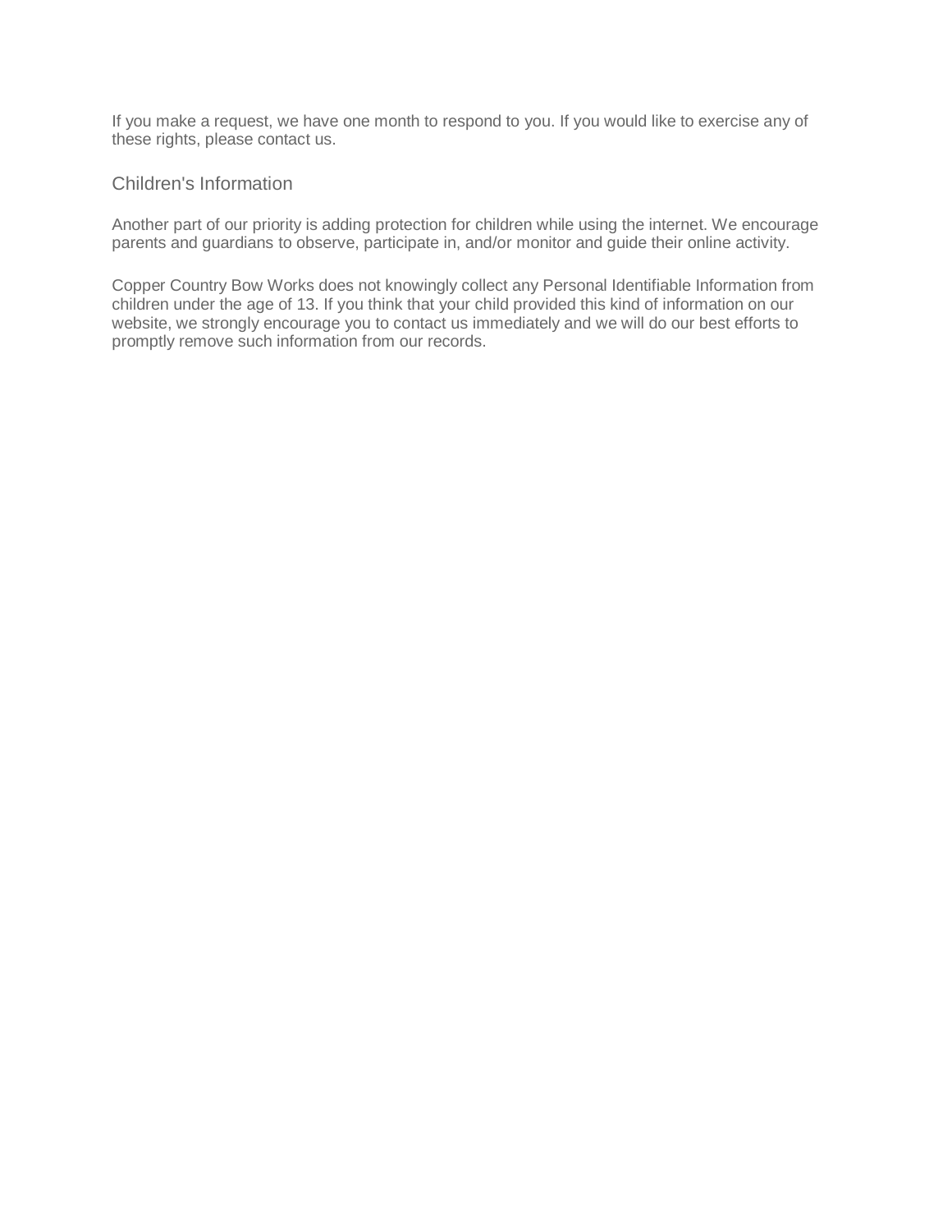If you make a request, we have one month to respond to you. If you would like to exercise any of these rights, please contact us.

## Children's Information

Another part of our priority is adding protection for children while using the internet. We encourage parents and guardians to observe, participate in, and/or monitor and guide their online activity.

Copper Country Bow Works does not knowingly collect any Personal Identifiable Information from children under the age of 13. If you think that your child provided this kind of information on our website, we strongly encourage you to contact us immediately and we will do our best efforts to promptly remove such information from our records.